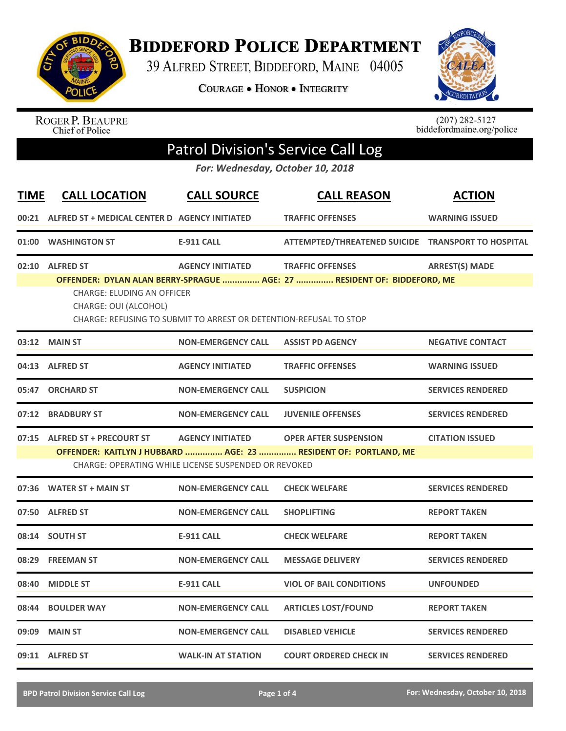# Biddeford Police Department

39 Alfred Street, Biddeford, Maine 04005

**Courage • Honor • Integrity**

Roger P. Beaupre
Chief of Police

(207) 282-5127
biddefordmaine.org/police

## Patrol Division's Service Call Log

*For: Wednesday, October 10, 2018*

| TIME | CALL LOCATION | CALL SOURCE | CALL REASON | ACTION |
|---|---|---|---|---|
| 00:21 | ALFRED ST + MEDICAL CENTER D | AGENCY INITIATED | TRAFFIC OFFENSES | WARNING ISSUED |
| 01:00 | WASHINGTON ST | E-911 CALL | ATTEMPTED/THREATENED SUICIDE | TRANSPORT TO HOSPITAL |
| 02:10 | ALFRED ST | AGENCY INITIATED | TRAFFIC OFFENSES | ARREST(S) MADE |

**OFFENDER: DYLAN ALAN BERRY-SPRAGUE ............... AGE: 27 ............... RESIDENT OF: BIDDEFORD, ME**

CHARGE: ELUDING AN OFFICER
CHARGE: OUI (ALCOHOL)
CHARGE: REFUSING TO SUBMIT TO ARREST OR DETENTION-REFUSAL TO STOP

| TIME | CALL LOCATION | CALL SOURCE | CALL REASON | ACTION |
|---|---|---|---|---|
| 03:12 | MAIN ST | NON-EMERGENCY CALL | ASSIST PD AGENCY | NEGATIVE CONTACT |
| 04:13 | ALFRED ST | AGENCY INITIATED | TRAFFIC OFFENSES | WARNING ISSUED |
| 05:47 | ORCHARD ST | NON-EMERGENCY CALL | SUSPICION | SERVICES RENDERED |
| 07:12 | BRADBURY ST | NON-EMERGENCY CALL | JUVENILE OFFENSES | SERVICES RENDERED |
| 07:15 | ALFRED ST + PRECOURT ST | AGENCY INITIATED | OPER AFTER SUSPENSION | CITATION ISSUED |

**OFFENDER: KAITLYN J HUBBARD ............... AGE: 23 ............... RESIDENT OF: PORTLAND, ME**

CHARGE: OPERATING WHILE LICENSE SUSPENDED OR REVOKED

| TIME | CALL LOCATION | CALL SOURCE | CALL REASON | ACTION |
|---|---|---|---|---|
| 07:36 | WATER ST + MAIN ST | NON-EMERGENCY CALL | CHECK WELFARE | SERVICES RENDERED |
| 07:50 | ALFRED ST | NON-EMERGENCY CALL | SHOPLIFTING | REPORT TAKEN |
| 08:14 | SOUTH ST | E-911 CALL | CHECK WELFARE | REPORT TAKEN |
| 08:29 | FREEMAN ST | NON-EMERGENCY CALL | MESSAGE DELIVERY | SERVICES RENDERED |
| 08:40 | MIDDLE ST | E-911 CALL | VIOL OF BAIL CONDITIONS | UNFOUNDED |
| 08:44 | BOULDER WAY | NON-EMERGENCY CALL | ARTICLES LOST/FOUND | REPORT TAKEN |
| 09:09 | MAIN ST | NON-EMERGENCY CALL | DISABLED VEHICLE | SERVICES RENDERED |
| 09:11 | ALFRED ST | WALK-IN AT STATION | COURT ORDERED CHECK IN | SERVICES RENDERED |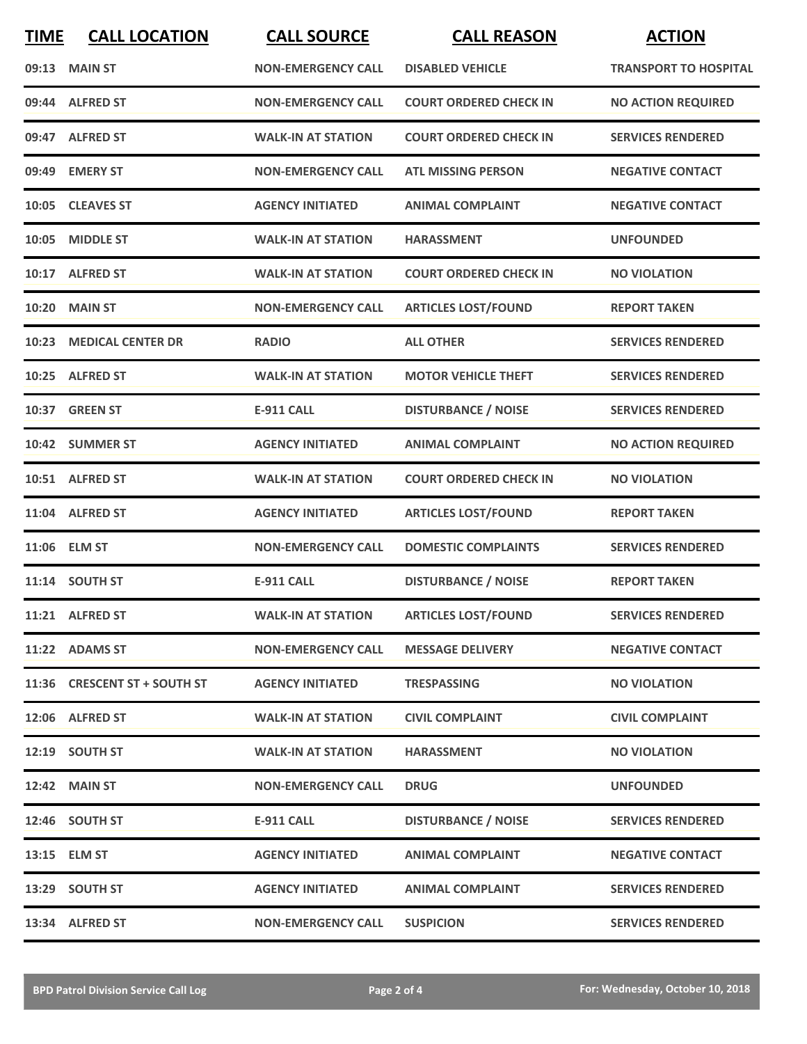| TIME | CALL LOCATION | CALL SOURCE | CALL REASON | ACTION |
|---|---|---|---|---|
| 09:13 | MAIN ST | NON-EMERGENCY CALL | DISABLED VEHICLE | TRANSPORT TO HOSPITAL |
| 09:44 | ALFRED ST | NON-EMERGENCY CALL | COURT ORDERED CHECK IN | NO ACTION REQUIRED |
| 09:47 | ALFRED ST | WALK-IN AT STATION | COURT ORDERED CHECK IN | SERVICES RENDERED |
| 09:49 | EMERY ST | NON-EMERGENCY CALL | ATL MISSING PERSON | NEGATIVE CONTACT |
| 10:05 | CLEAVES ST | AGENCY INITIATED | ANIMAL COMPLAINT | NEGATIVE CONTACT |
| 10:05 | MIDDLE ST | WALK-IN AT STATION | HARASSMENT | UNFOUNDED |
| 10:17 | ALFRED ST | WALK-IN AT STATION | COURT ORDERED CHECK IN | NO VIOLATION |
| 10:20 | MAIN ST | NON-EMERGENCY CALL | ARTICLES LOST/FOUND | REPORT TAKEN |
| 10:23 | MEDICAL CENTER DR | RADIO | ALL OTHER | SERVICES RENDERED |
| 10:25 | ALFRED ST | WALK-IN AT STATION | MOTOR VEHICLE THEFT | SERVICES RENDERED |
| 10:37 | GREEN ST | E-911 CALL | DISTURBANCE / NOISE | SERVICES RENDERED |
| 10:42 | SUMMER ST | AGENCY INITIATED | ANIMAL COMPLAINT | NO ACTION REQUIRED |
| 10:51 | ALFRED ST | WALK-IN AT STATION | COURT ORDERED CHECK IN | NO VIOLATION |
| 11:04 | ALFRED ST | AGENCY INITIATED | ARTICLES LOST/FOUND | REPORT TAKEN |
| 11:06 | ELM ST | NON-EMERGENCY CALL | DOMESTIC COMPLAINTS | SERVICES RENDERED |
| 11:14 | SOUTH ST | E-911 CALL | DISTURBANCE / NOISE | REPORT TAKEN |
| 11:21 | ALFRED ST | WALK-IN AT STATION | ARTICLES LOST/FOUND | SERVICES RENDERED |
| 11:22 | ADAMS ST | NON-EMERGENCY CALL | MESSAGE DELIVERY | NEGATIVE CONTACT |
| 11:36 | CRESCENT ST + SOUTH ST | AGENCY INITIATED | TRESPASSING | NO VIOLATION |
| 12:06 | ALFRED ST | WALK-IN AT STATION | CIVIL COMPLAINT | CIVIL COMPLAINT |
| 12:19 | SOUTH ST | WALK-IN AT STATION | HARASSMENT | NO VIOLATION |
| 12:42 | MAIN ST | NON-EMERGENCY CALL | DRUG | UNFOUNDED |
| 12:46 | SOUTH ST | E-911 CALL | DISTURBANCE / NOISE | SERVICES RENDERED |
| 13:15 | ELM ST | AGENCY INITIATED | ANIMAL COMPLAINT | NEGATIVE CONTACT |
| 13:29 | SOUTH ST | AGENCY INITIATED | ANIMAL COMPLAINT | SERVICES RENDERED |
| 13:34 | ALFRED ST | NON-EMERGENCY CALL | SUSPICION | SERVICES RENDERED |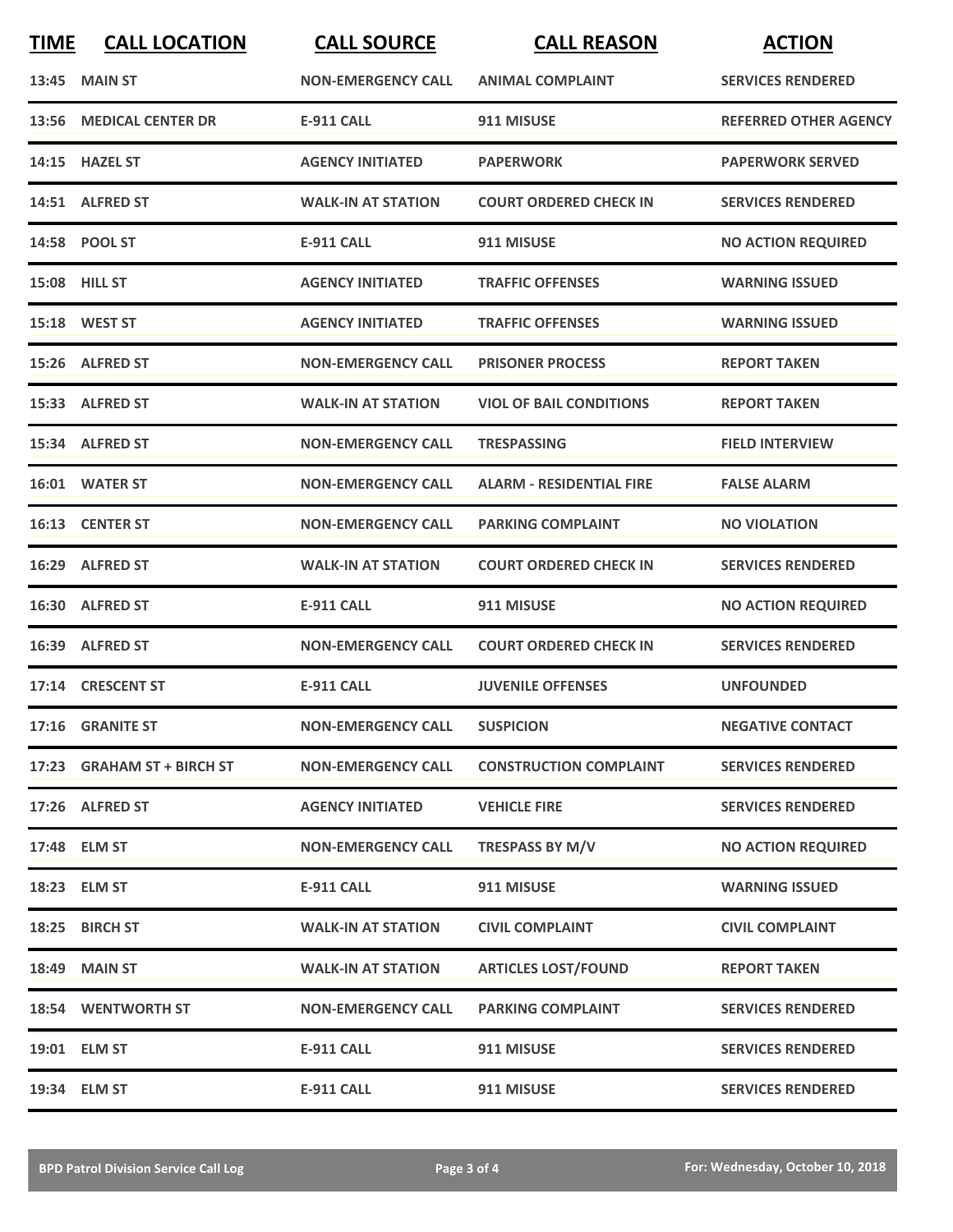| TIME | CALL LOCATION | CALL SOURCE | CALL REASON | ACTION |
|---|---|---|---|---|
| 13:45 | MAIN ST | NON-EMERGENCY CALL | ANIMAL COMPLAINT | SERVICES RENDERED |
| 13:56 | MEDICAL CENTER DR | E-911 CALL | 911 MISUSE | REFERRED OTHER AGENCY |
| 14:15 | HAZEL ST | AGENCY INITIATED | PAPERWORK | PAPERWORK SERVED |
| 14:51 | ALFRED ST | WALK-IN AT STATION | COURT ORDERED CHECK IN | SERVICES RENDERED |
| 14:58 | POOL ST | E-911 CALL | 911 MISUSE | NO ACTION REQUIRED |
| 15:08 | HILL ST | AGENCY INITIATED | TRAFFIC OFFENSES | WARNING ISSUED |
| 15:18 | WEST ST | AGENCY INITIATED | TRAFFIC OFFENSES | WARNING ISSUED |
| 15:26 | ALFRED ST | NON-EMERGENCY CALL | PRISONER PROCESS | REPORT TAKEN |
| 15:33 | ALFRED ST | WALK-IN AT STATION | VIOL OF BAIL CONDITIONS | REPORT TAKEN |
| 15:34 | ALFRED ST | NON-EMERGENCY CALL | TRESPASSING | FIELD INTERVIEW |
| 16:01 | WATER ST | NON-EMERGENCY CALL | ALARM - RESIDENTIAL FIRE | FALSE ALARM |
| 16:13 | CENTER ST | NON-EMERGENCY CALL | PARKING COMPLAINT | NO VIOLATION |
| 16:29 | ALFRED ST | WALK-IN AT STATION | COURT ORDERED CHECK IN | SERVICES RENDERED |
| 16:30 | ALFRED ST | E-911 CALL | 911 MISUSE | NO ACTION REQUIRED |
| 16:39 | ALFRED ST | NON-EMERGENCY CALL | COURT ORDERED CHECK IN | SERVICES RENDERED |
| 17:14 | CRESCENT ST | E-911 CALL | JUVENILE OFFENSES | UNFOUNDED |
| 17:16 | GRANITE ST | NON-EMERGENCY CALL | SUSPICION | NEGATIVE CONTACT |
| 17:23 | GRAHAM ST + BIRCH ST | NON-EMERGENCY CALL | CONSTRUCTION COMPLAINT | SERVICES RENDERED |
| 17:26 | ALFRED ST | AGENCY INITIATED | VEHICLE FIRE | SERVICES RENDERED |
| 17:48 | ELM ST | NON-EMERGENCY CALL | TRESPASS BY M/V | NO ACTION REQUIRED |
| 18:23 | ELM ST | E-911 CALL | 911 MISUSE | WARNING ISSUED |
| 18:25 | BIRCH ST | WALK-IN AT STATION | CIVIL COMPLAINT | CIVIL COMPLAINT |
| 18:49 | MAIN ST | WALK-IN AT STATION | ARTICLES LOST/FOUND | REPORT TAKEN |
| 18:54 | WENTWORTH ST | NON-EMERGENCY CALL | PARKING COMPLAINT | SERVICES RENDERED |
| 19:01 | ELM ST | E-911 CALL | 911 MISUSE | SERVICES RENDERED |
| 19:34 | ELM ST | E-911 CALL | 911 MISUSE | SERVICES RENDERED |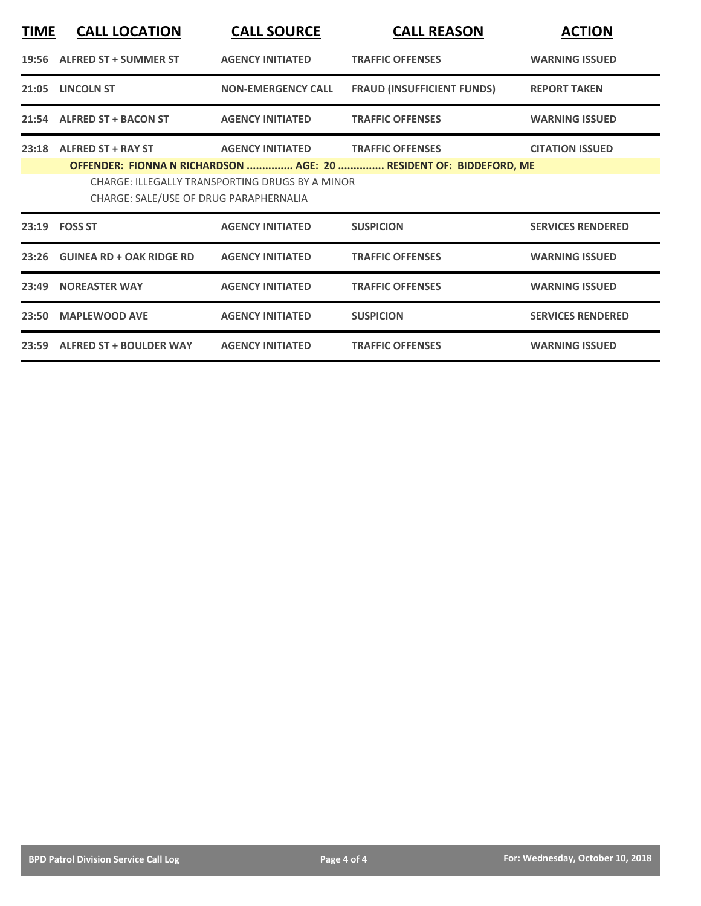| TIME | CALL LOCATION | CALL SOURCE | CALL REASON | ACTION |
|---|---|---|---|---|
| 19:56 | ALFRED ST + SUMMER ST | AGENCY INITIATED | TRAFFIC OFFENSES | WARNING ISSUED |
| 21:05 | LINCOLN ST | NON-EMERGENCY CALL | FRAUD (INSUFFICIENT FUNDS) | REPORT TAKEN |
| 21:54 | ALFRED ST + BACON ST | AGENCY INITIATED | TRAFFIC OFFENSES | WARNING ISSUED |
| 23:18 | ALFRED ST + RAY ST | AGENCY INITIATED | TRAFFIC OFFENSES | CITATION ISSUED |
| | OFFENDER: FIONNA N RICHARDSON ............... AGE: 20 ............... RESIDENT OF: BIDDEFORD, ME<br>CHARGE: ILLEGALLY TRANSPORTING DRUGS BY A MINOR<br>CHARGE: SALE/USE OF DRUG PARAPHERNALIA | | | |
| 23:19 | FOSS ST | AGENCY INITIATED | SUSPICION | SERVICES RENDERED |
| 23:26 | GUINEA RD + OAK RIDGE RD | AGENCY INITIATED | TRAFFIC OFFENSES | WARNING ISSUED |
| 23:49 | NOREASTER WAY | AGENCY INITIATED | TRAFFIC OFFENSES | WARNING ISSUED |
| 23:50 | MAPLEWOOD AVE | AGENCY INITIATED | SUSPICION | SERVICES RENDERED |
| 23:59 | ALFRED ST + BOULDER WAY | AGENCY INITIATED | TRAFFIC OFFENSES | WARNING ISSUED |